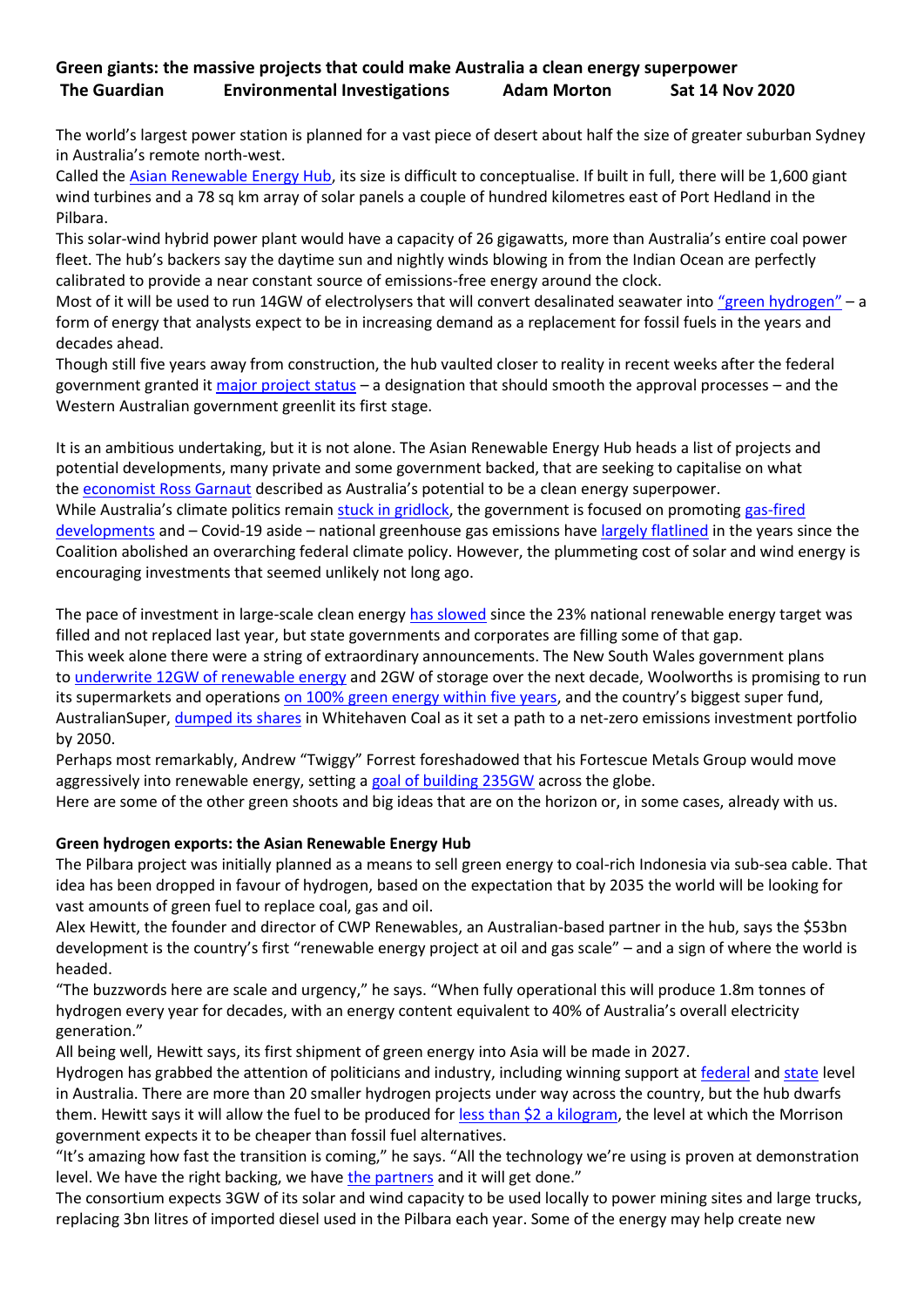**Green giants: the massive projects that could make Australia a clean energy superpower**
**The Guardian    Environmental Investigations    Adam Morton    Sat 14 Nov 2020**

The world's largest power station is planned for a vast piece of desert about half the size of greater suburban Sydney in Australia's remote north-west.
Called the Asian Renewable Energy Hub, its size is difficult to conceptualise. If built in full, there will be 1,600 giant wind turbines and a 78 sq km array of solar panels a couple of hundred kilometres east of Port Hedland in the Pilbara.
This solar-wind hybrid power plant would have a capacity of 26 gigawatts, more than Australia's entire coal power fleet. The hub's backers say the daytime sun and nightly winds blowing in from the Indian Ocean are perfectly calibrated to provide a near constant source of emissions-free energy around the clock.
Most of it will be used to run 14GW of electrolysers that will convert desalinated seawater into "green hydrogen" – a form of energy that analysts expect to be in increasing demand as a replacement for fossil fuels in the years and decades ahead.
Though still five years away from construction, the hub vaulted closer to reality in recent weeks after the federal government granted it major project status – a designation that should smooth the approval processes – and the Western Australian government greenlit its first stage.

It is an ambitious undertaking, but it is not alone. The Asian Renewable Energy Hub heads a list of projects and potential developments, many private and some government backed, that are seeking to capitalise on what the economist Ross Garnaut described as Australia's potential to be a clean energy superpower.
While Australia's climate politics remain stuck in gridlock, the government is focused on promoting gas-fired developments and – Covid-19 aside – national greenhouse gas emissions have largely flatlined in the years since the Coalition abolished an overarching federal climate policy. However, the plummeting cost of solar and wind energy is encouraging investments that seemed unlikely not long ago.

The pace of investment in large-scale clean energy has slowed since the 23% national renewable energy target was filled and not replaced last year, but state governments and corporates are filling some of that gap.
This week alone there were a string of extraordinary announcements. The New South Wales government plans to underwrite 12GW of renewable energy and 2GW of storage over the next decade, Woolworths is promising to run its supermarkets and operations on 100% green energy within five years, and the country's biggest super fund, AustralianSuper, dumped its shares in Whitehaven Coal as it set a path to a net-zero emissions investment portfolio by 2050.
Perhaps most remarkably, Andrew "Twiggy" Forrest foreshadowed that his Fortescue Metals Group would move aggressively into renewable energy, setting a goal of building 235GW across the globe.
Here are some of the other green shoots and big ideas that are on the horizon or, in some cases, already with us.

**Green hydrogen exports: the Asian Renewable Energy Hub**
The Pilbara project was initially planned as a means to sell green energy to coal-rich Indonesia via sub-sea cable. That idea has been dropped in favour of hydrogen, based on the expectation that by 2035 the world will be looking for vast amounts of green fuel to replace coal, gas and oil.
Alex Hewitt, the founder and director of CWP Renewables, an Australian-based partner in the hub, says the $53bn development is the country's first "renewable energy project at oil and gas scale" – and a sign of where the world is headed.
"The buzzwords here are scale and urgency," he says. "When fully operational this will produce 1.8m tonnes of hydrogen every year for decades, with an energy content equivalent to 40% of Australia's overall electricity generation."
All being well, Hewitt says, its first shipment of green energy into Asia will be made in 2027.
Hydrogen has grabbed the attention of politicians and industry, including winning support at federal and state level in Australia. There are more than 20 smaller hydrogen projects under way across the country, but the hub dwarfs them. Hewitt says it will allow the fuel to be produced for less than $2 a kilogram, the level at which the Morrison government expects it to be cheaper than fossil fuel alternatives.
"It's amazing how fast the transition is coming," he says. "All the technology we're using is proven at demonstration level. We have the right backing, we have the partners and it will get done."
The consortium expects 3GW of its solar and wind capacity to be used locally to power mining sites and large trucks, replacing 3bn litres of imported diesel used in the Pilbara each year. Some of the energy may help create new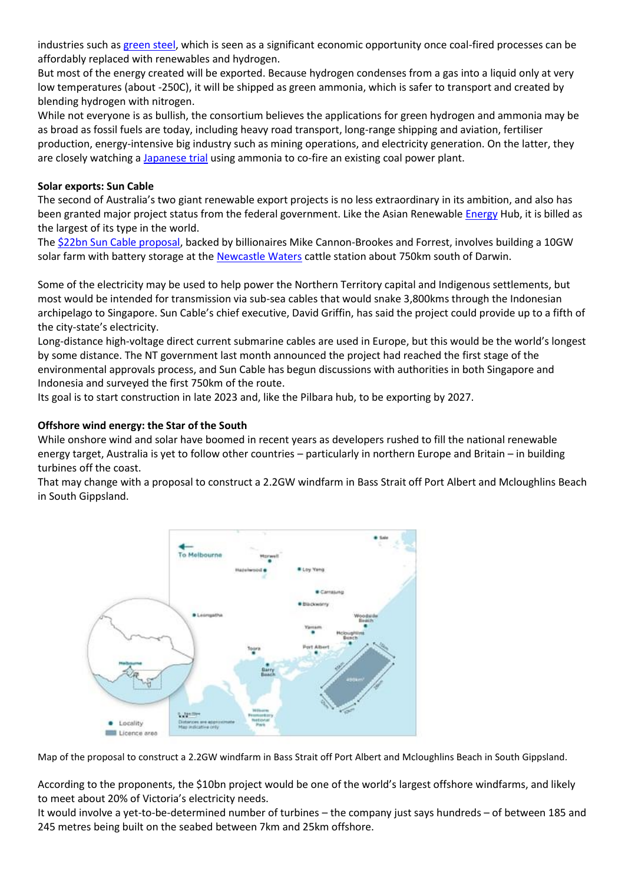industries such as green steel, which is seen as a significant economic opportunity once coal-fired processes can be affordably replaced with renewables and hydrogen.

But most of the energy created will be exported. Because hydrogen condenses from a gas into a liquid only at very low temperatures (about -250C), it will be shipped as green ammonia, which is safer to transport and created by blending hydrogen with nitrogen.

While not everyone is as bullish, the consortium believes the applications for green hydrogen and ammonia may be as broad as fossil fuels are today, including heavy road transport, long-range shipping and aviation, fertiliser production, energy-intensive big industry such as mining operations, and electricity generation. On the latter, they are closely watching a Japanese trial using ammonia to co-fire an existing coal power plant.

**Solar exports: Sun Cable**

The second of Australia's two giant renewable export projects is no less extraordinary in its ambition, and also has been granted major project status from the federal government. Like the Asian Renewable Energy Hub, it is billed as the largest of its type in the world.

The $22bn Sun Cable proposal, backed by billionaires Mike Cannon-Brookes and Forrest, involves building a 10GW solar farm with battery storage at the Newcastle Waters cattle station about 750km south of Darwin.

Some of the electricity may be used to help power the Northern Territory capital and Indigenous settlements, but most would be intended for transmission via sub-sea cables that would snake 3,800kms through the Indonesian archipelago to Singapore. Sun Cable's chief executive, David Griffin, has said the project could provide up to a fifth of the city-state's electricity.

Long-distance high-voltage direct current submarine cables are used in Europe, but this would be the world's longest by some distance. The NT government last month announced the project had reached the first stage of the environmental approvals process, and Sun Cable has begun discussions with authorities in both Singapore and Indonesia and surveyed the first 750km of the route.

Its goal is to start construction in late 2023 and, like the Pilbara hub, to be exporting by 2027.

**Offshore wind energy: the Star of the South**

While onshore wind and solar have boomed in recent years as developers rushed to fill the national renewable energy target, Australia is yet to follow other countries – particularly in northern Europe and Britain – in building turbines off the coast.

That may change with a proposal to construct a 2.2GW windfarm in Bass Strait off Port Albert and Mcloughlins Beach in South Gippsland.

Map of the proposal to construct a 2.2GW windfarm in Bass Strait off Port Albert and Mcloughlins Beach in South Gippsland.

According to the proponents, the $10bn project would be one of the world's largest offshore windfarms, and likely to meet about 20% of Victoria's electricity needs.

It would involve a yet-to-be-determined number of turbines – the company just says hundreds – of between 185 and 245 metres being built on the seabed between 7km and 25km offshore.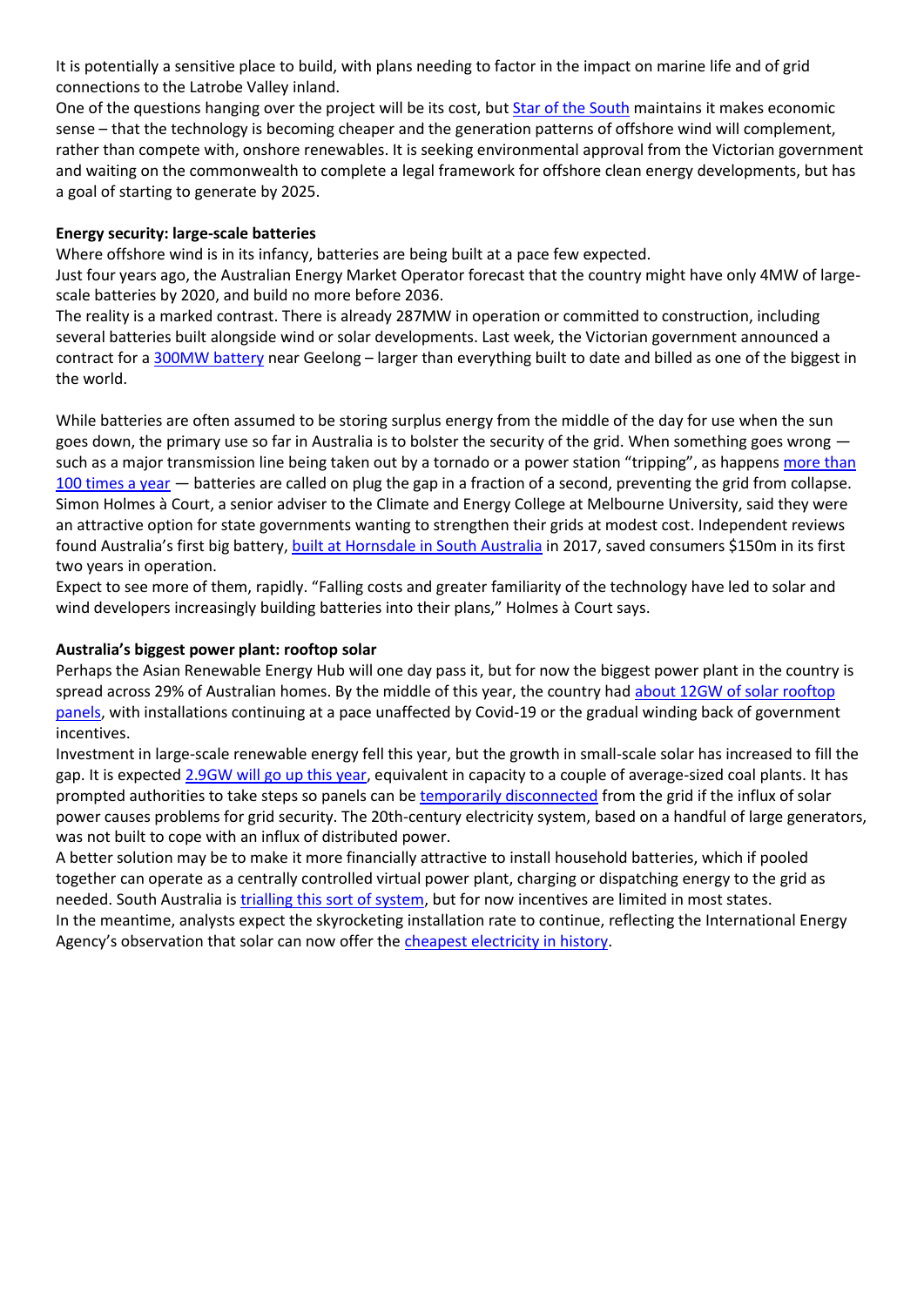It is potentially a sensitive place to build, with plans needing to factor in the impact on marine life and of grid connections to the Latrobe Valley inland.

One of the questions hanging over the project will be its cost, but [Star of the South] maintains it makes economic sense – that the technology is becoming cheaper and the generation patterns of offshore wind will complement, rather than compete with, onshore renewables. It is seeking environmental approval from the Victorian government and waiting on the commonwealth to complete a legal framework for offshore clean energy developments, but has a goal of starting to generate by 2025.

**Energy security: large-scale batteries**

Where offshore wind is in its infancy, batteries are being built at a pace few expected.

Just four years ago, the Australian Energy Market Operator forecast that the country might have only 4MW of large-scale batteries by 2020, and build no more before 2036.

The reality is a marked contrast. There is already 287MW in operation or committed to construction, including several batteries built alongside wind or solar developments. Last week, the Victorian government announced a contract for a [300MW battery] near Geelong – larger than everything built to date and billed as one of the biggest in the world.

While batteries are often assumed to be storing surplus energy from the middle of the day for use when the sun goes down, the primary use so far in Australia is to bolster the security of the grid. When something goes wrong — such as a major transmission line being taken out by a tornado or a power station "tripping", as happens [more than 100 times a year] — batteries are called on plug the gap in a fraction of a second, preventing the grid from collapse.

Simon Holmes à Court, a senior adviser to the Climate and Energy College at Melbourne University, said they were an attractive option for state governments wanting to strengthen their grids at modest cost. Independent reviews found Australia's first big battery, [built at Hornsdale in South Australia] in 2017, saved consumers $150m in its first two years in operation.

Expect to see more of them, rapidly. "Falling costs and greater familiarity of the technology have led to solar and wind developers increasingly building batteries into their plans," Holmes à Court says.

**Australia's biggest power plant: rooftop solar**

Perhaps the Asian Renewable Energy Hub will one day pass it, but for now the biggest power plant in the country is spread across 29% of Australian homes. By the middle of this year, the country had [about 12GW of solar rooftop panels], with installations continuing at a pace unaffected by Covid-19 or the gradual winding back of government incentives.

Investment in large-scale renewable energy fell this year, but the growth in small-scale solar has increased to fill the gap. It is expected [2.9GW will go up this year], equivalent in capacity to a couple of average-sized coal plants. It has prompted authorities to take steps so panels can be [temporarily disconnected] from the grid if the influx of solar power causes problems for grid security. The 20th-century electricity system, based on a handful of large generators, was not built to cope with an influx of distributed power.

A better solution may be to make it more financially attractive to install household batteries, which if pooled together can operate as a centrally controlled virtual power plant, charging or dispatching energy to the grid as needed. South Australia is [trialling this sort of system], but for now incentives are limited in most states.

In the meantime, analysts expect the skyrocketing installation rate to continue, reflecting the International Energy Agency's observation that solar can now offer the [cheapest electricity in history].